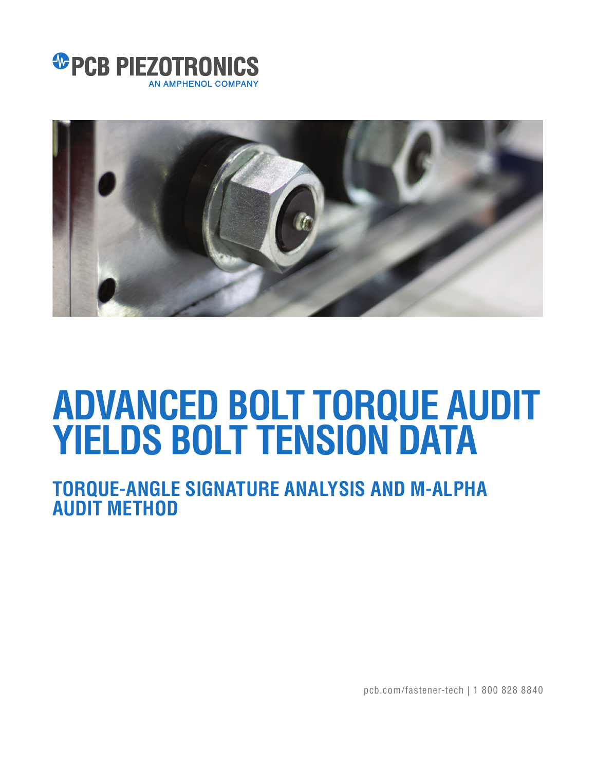PCB PIEZOTRONICS
AN AMPHENOL COMPANY

# ADVANCED BOLT TORQUE AUDIT YIELDS BOLT TENSION DATA

## TORQUE-ANGLE SIGNATURE ANALYSIS AND M-ALPHA AUDIT METHOD

pcb.com/fastener-tech | 1 800 828 8840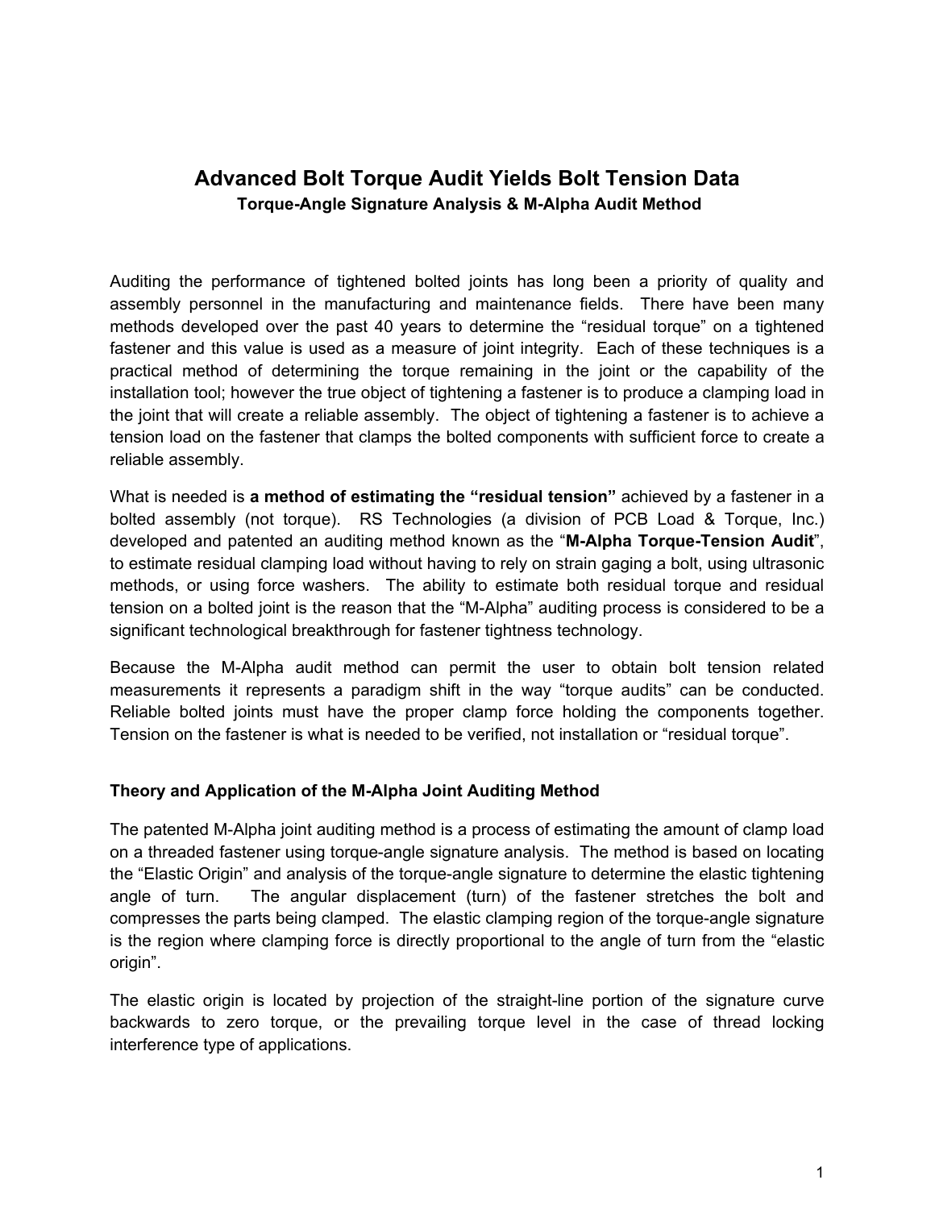# Advanced Bolt Torque Audit Yields Bolt Tension Data

**Torque-Angle Signature Analysis & M-Alpha Audit Method**

Auditing the performance of tightened bolted joints has long been a priority of quality and assembly personnel in the manufacturing and maintenance fields. There have been many methods developed over the past 40 years to determine the "residual torque" on a tightened fastener and this value is used as a measure of joint integrity. Each of these techniques is a practical method of determining the torque remaining in the joint or the capability of the installation tool; however the true object of tightening a fastener is to produce a clamping load in the joint that will create a reliable assembly. The object of tightening a fastener is to achieve a tension load on the fastener that clamps the bolted components with sufficient force to create a reliable assembly.

What is needed is **a method of estimating the "residual tension"** achieved by a fastener in a bolted assembly (not torque). RS Technologies (a division of PCB Load & Torque, Inc.) developed and patented an auditing method known as the "**M-Alpha Torque-Tension Audit**", to estimate residual clamping load without having to rely on strain gaging a bolt, using ultrasonic methods, or using force washers. The ability to estimate both residual torque and residual tension on a bolted joint is the reason that the "M-Alpha" auditing process is considered to be a significant technological breakthrough for fastener tightness technology.

Because the M-Alpha audit method can permit the user to obtain bolt tension related measurements it represents a paradigm shift in the way "torque audits" can be conducted. Reliable bolted joints must have the proper clamp force holding the components together. Tension on the fastener is what is needed to be verified, not installation or "residual torque".

### Theory and Application of the M-Alpha Joint Auditing Method

The patented M-Alpha joint auditing method is a process of estimating the amount of clamp load on a threaded fastener using torque-angle signature analysis. The method is based on locating the "Elastic Origin" and analysis of the torque-angle signature to determine the elastic tightening angle of turn. The angular displacement (turn) of the fastener stretches the bolt and compresses the parts being clamped. The elastic clamping region of the torque-angle signature is the region where clamping force is directly proportional to the angle of turn from the "elastic origin".

The elastic origin is located by projection of the straight-line portion of the signature curve backwards to zero torque, or the prevailing torque level in the case of thread locking interference type of applications.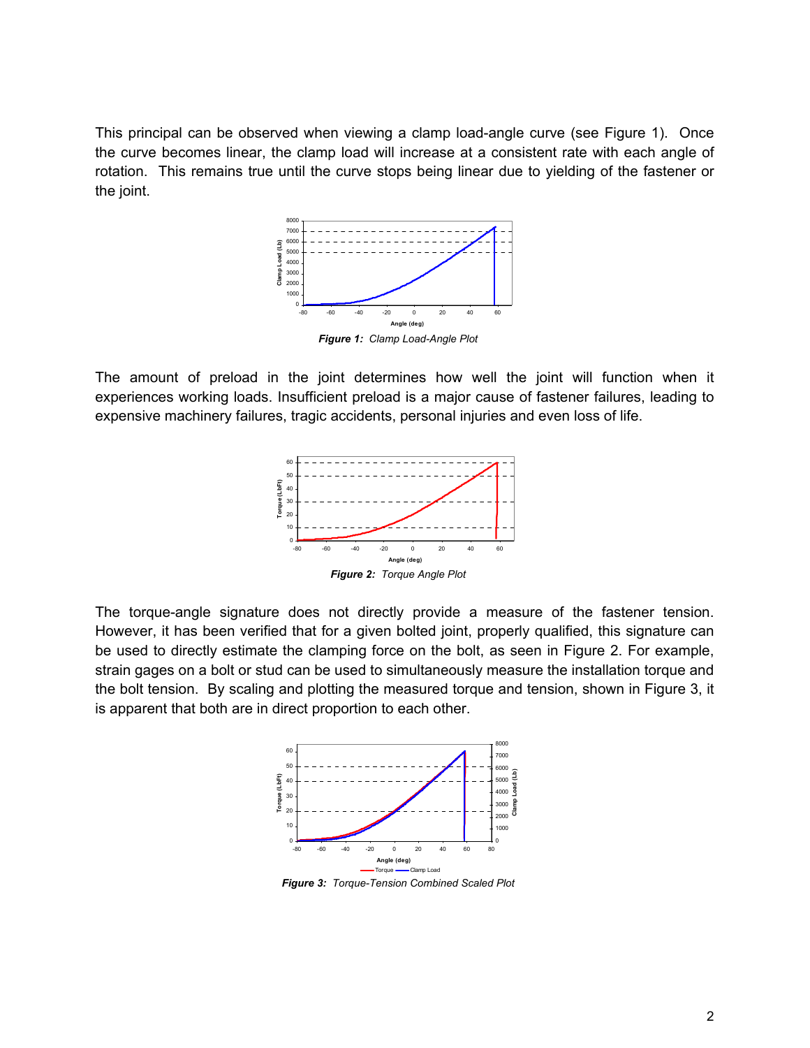This principal can be observed when viewing a clamp load-angle curve (see Figure 1). Once the curve becomes linear, the clamp load will increase at a consistent rate with each angle of rotation. This remains true until the curve stops being linear due to yielding of the fastener or the joint.

***Figure 1:*** *Clamp Load-Angle Plot*

The amount of preload in the joint determines how well the joint will function when it experiences working loads. Insufficient preload is a major cause of fastener failures, leading to expensive machinery failures, tragic accidents, personal injuries and even loss of life.

***Figure 2:*** *Torque Angle Plot*

The torque-angle signature does not directly provide a measure of the fastener tension. However, it has been verified that for a given bolted joint, properly qualified, this signature can be used to directly estimate the clamping force on the bolt, as seen in Figure 2. For example, strain gages on a bolt or stud can be used to simultaneously measure the installation torque and the bolt tension. By scaling and plotting the measured torque and tension, shown in Figure 3, it is apparent that both are in direct proportion to each other.

***Figure 3:*** *Torque-Tension Combined Scaled Plot*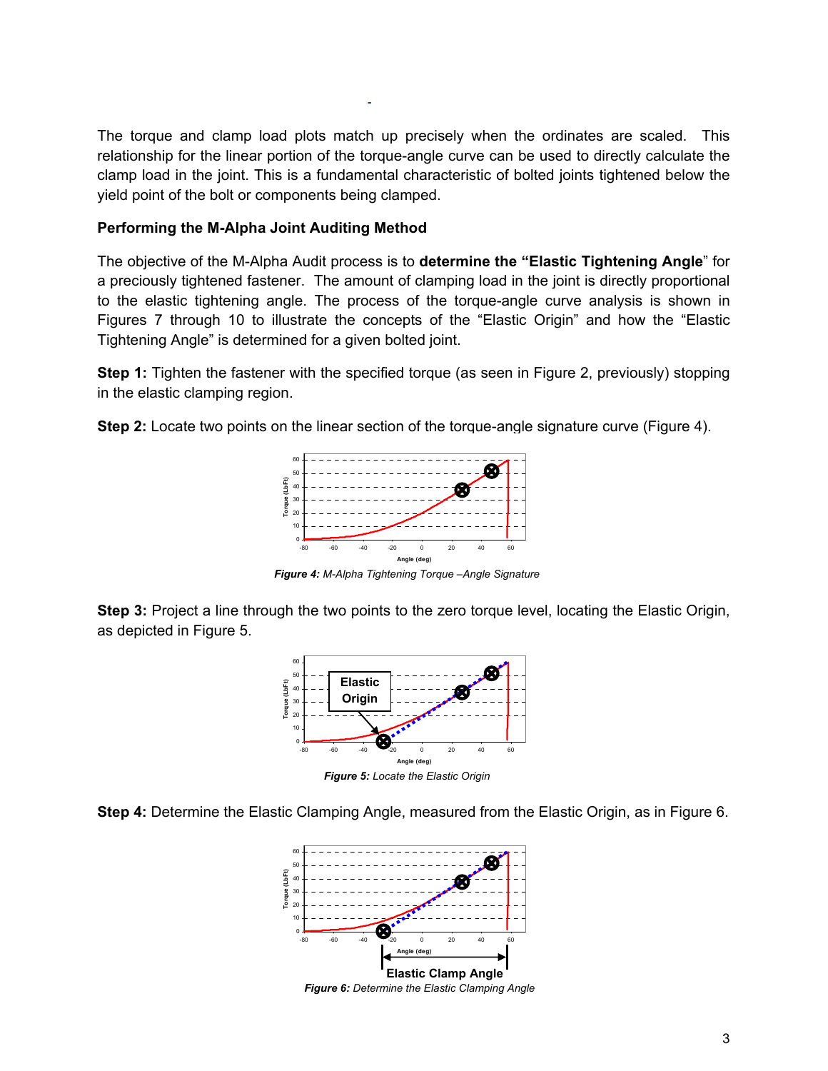The torque and clamp load plots match up precisely when the ordinates are scaled. This relationship for the linear portion of the torque-angle curve can be used to directly calculate the clamp load in the joint. This is a fundamental characteristic of bolted joints tightened below the yield point of the bolt or components being clamped.

**Performing the M-Alpha Joint Auditing Method**

The objective of the M-Alpha Audit process is to **determine the "Elastic Tightening Angle**" for a preciously tightened fastener. The amount of clamping load in the joint is directly proportional to the elastic tightening angle. The process of the torque-angle curve analysis is shown in Figures 7 through 10 to illustrate the concepts of the "Elastic Origin" and how the "Elastic Tightening Angle" is determined for a given bolted joint.

**Step 1:** Tighten the fastener with the specified torque (as seen in Figure 2, previously) stopping in the elastic clamping region.

**Step 2:** Locate two points on the linear section of the torque-angle signature curve (Figure 4).

***Figure 4:*** *M-Alpha Tightening Torque –Angle Signature*

**Step 3:** Project a line through the two points to the zero torque level, locating the Elastic Origin, as depicted in Figure 5.

***Figure 5:*** *Locate the Elastic Origin*

**Step 4:** Determine the Elastic Clamping Angle, measured from the Elastic Origin, as in Figure 6.

***Figure 6:*** *Determine the Elastic Clamping Angle*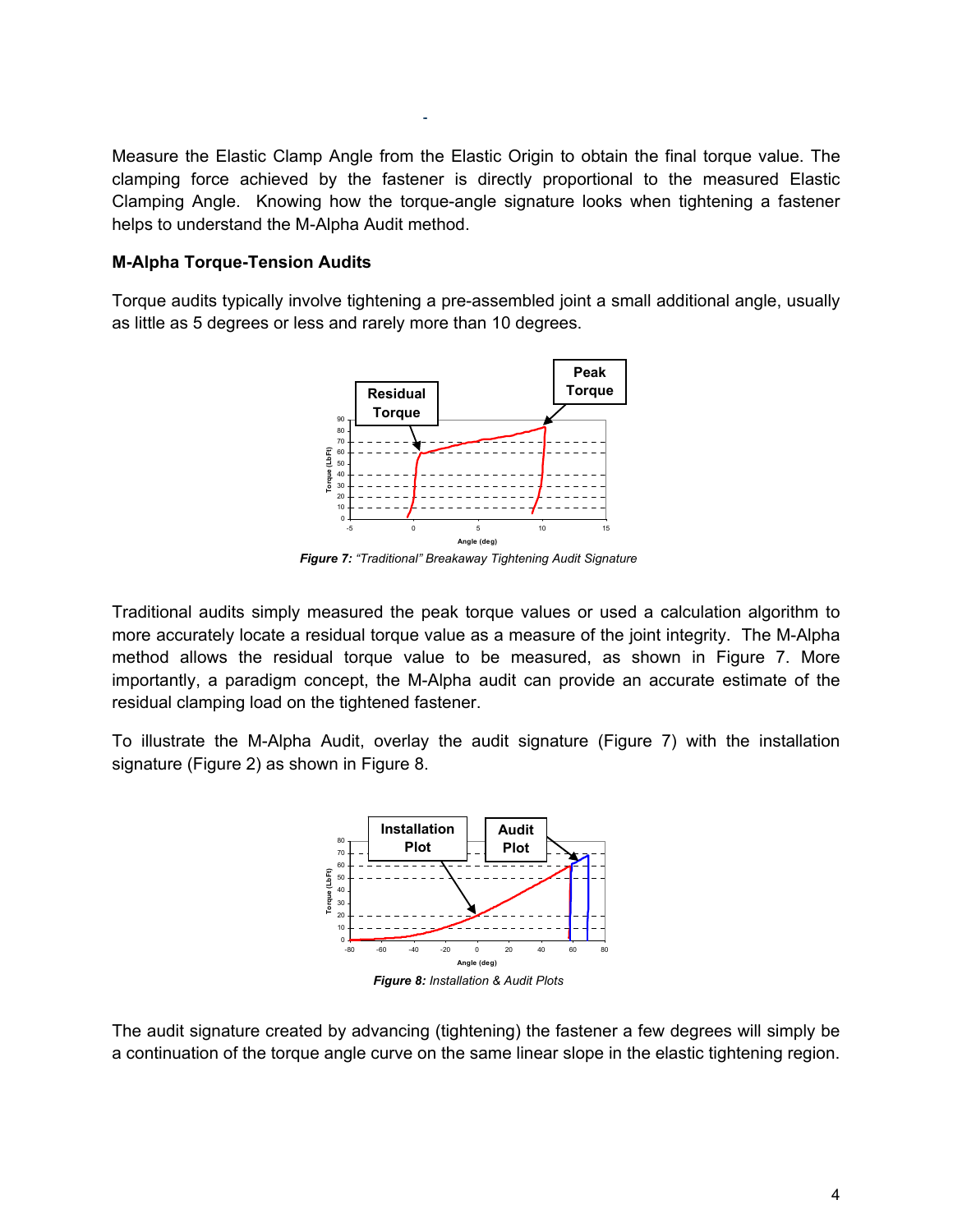Measure the Elastic Clamp Angle from the Elastic Origin to obtain the final torque value. The clamping force achieved by the fastener is directly proportional to the measured Elastic Clamping Angle. Knowing how the torque-angle signature looks when tightening a fastener helps to understand the M-Alpha Audit method.

**M-Alpha Torque-Tension Audits**

Torque audits typically involve tightening a pre-assembled joint a small additional angle, usually as little as 5 degrees or less and rarely more than 10 degrees.

***Figure 7:*** *"Traditional" Breakaway Tightening Audit Signature*

Traditional audits simply measured the peak torque values or used a calculation algorithm to more accurately locate a residual torque value as a measure of the joint integrity. The M-Alpha method allows the residual torque value to be measured, as shown in Figure 7. More importantly, a paradigm concept, the M-Alpha audit can provide an accurate estimate of the residual clamping load on the tightened fastener.

To illustrate the M-Alpha Audit, overlay the audit signature (Figure 7) with the installation signature (Figure 2) as shown in Figure 8.

***Figure 8:*** *Installation & Audit Plots*

The audit signature created by advancing (tightening) the fastener a few degrees will simply be a continuation of the torque angle curve on the same linear slope in the elastic tightening region.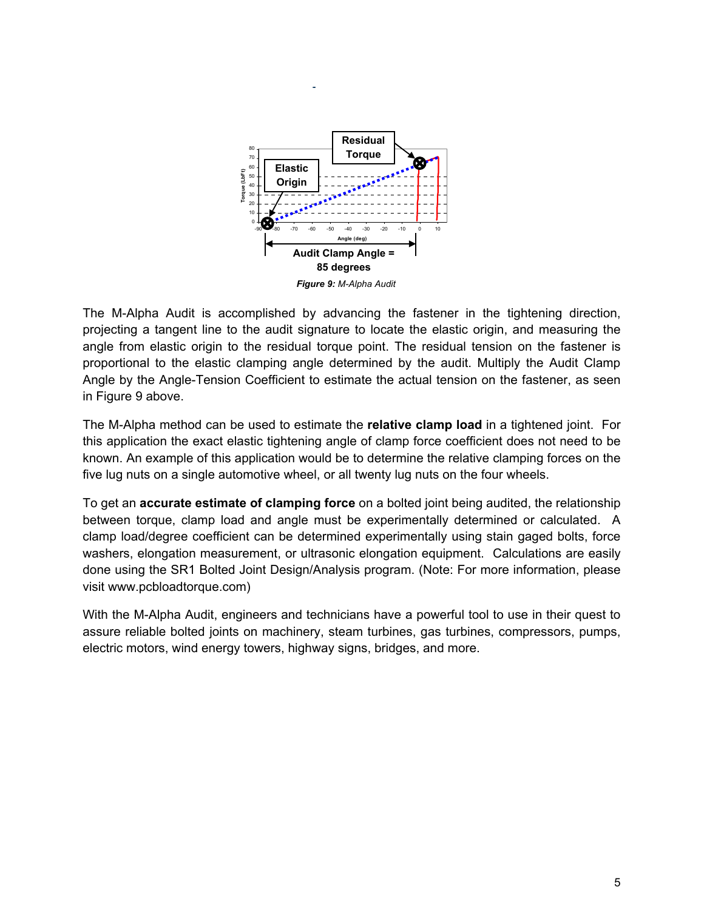*Figure 9: M-Alpha Audit*

The M-Alpha Audit is accomplished by advancing the fastener in the tightening direction, projecting a tangent line to the audit signature to locate the elastic origin, and measuring the angle from elastic origin to the residual torque point. The residual tension on the fastener is proportional to the elastic clamping angle determined by the audit. Multiply the Audit Clamp Angle by the Angle-Tension Coefficient to estimate the actual tension on the fastener, as seen in Figure 9 above.

The M-Alpha method can be used to estimate the **relative clamp load** in a tightened joint. For this application the exact elastic tightening angle of clamp force coefficient does not need to be known. An example of this application would be to determine the relative clamping forces on the five lug nuts on a single automotive wheel, or all twenty lug nuts on the four wheels.

To get an **accurate estimate of clamping force** on a bolted joint being audited, the relationship between torque, clamp load and angle must be experimentally determined or calculated. A clamp load/degree coefficient can be determined experimentally using stain gaged bolts, force washers, elongation measurement, or ultrasonic elongation equipment. Calculations are easily done using the SR1 Bolted Joint Design/Analysis program. (Note: For more information, please visit www.pcbloadtorque.com)

With the M-Alpha Audit, engineers and technicians have a powerful tool to use in their quest to assure reliable bolted joints on machinery, steam turbines, gas turbines, compressors, pumps, electric motors, wind energy towers, highway signs, bridges, and more.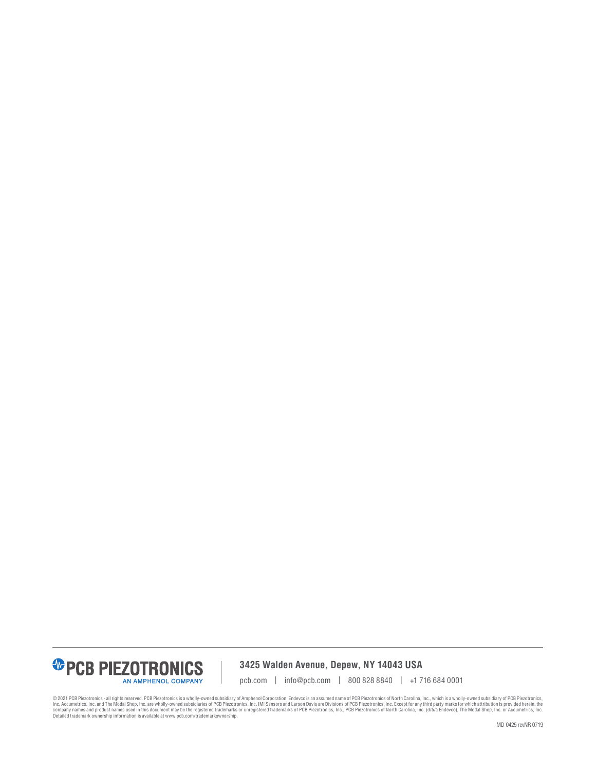**PCB PIEZOTRONICS**
AN AMPHENOL COMPANY

**3425 Walden Avenue, Depew, NY 14043 USA**

pcb.com | info@pcb.com | 800 828 8840 | +1 716 684 0001

© 2021 PCB Piezotronics - all rights reserved. PCB Piezotronics is a wholly-owned subsidiary of Amphenol Corporation. Endevco is an assumed name of PCB Piezotronics of North Carolina, Inc., which is a wholly-owned subsidiary of PCB Piezotronics, Inc. Accumetrics, Inc. and The Modal Shop, Inc. are wholly-owned subsidiaries of PCB Piezotronics, Inc. IMI Sensors and Larson Davis are Divisions of PCB Piezotronics, Inc. Except for any third party marks for which attribution is provided herein, the company names and product names used in this document may be the registered trademarks or unregistered trademarks of PCB Piezotronics, Inc., PCB Piezotronics of North Carolina, Inc. (d/b/a Endevco), The Modal Shop, Inc. or Accumetrics, Inc. Detailed trademark ownership information is available at www.pcb.com/trademarkownership.

MD-0425 revNR 0719